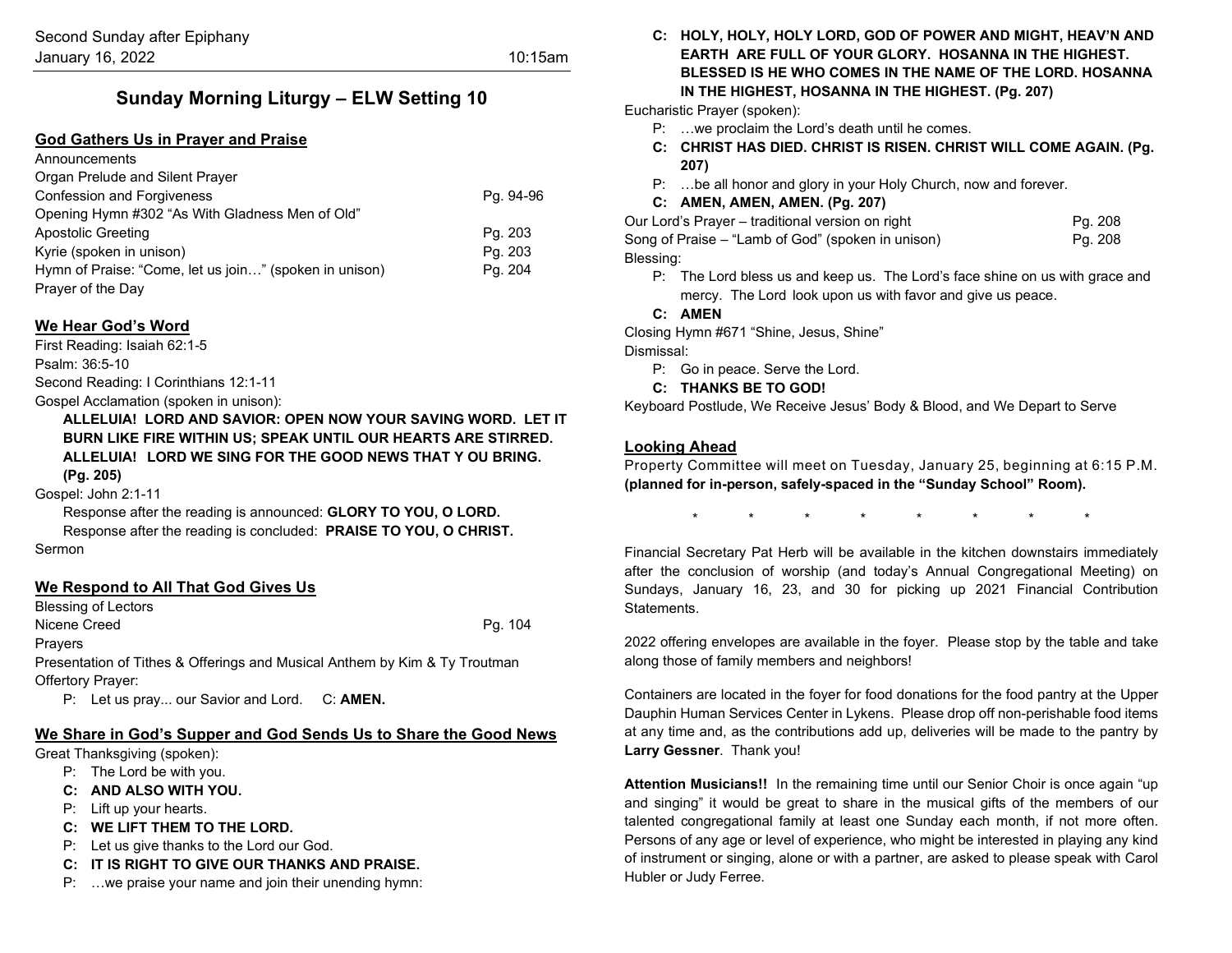Second Sunday after Epiphany
January 16, 2022 10:15am

# Sunday Morning Liturgy – ELW Setting 10

## God Gathers Us in Prayer and Praise

Announcements
Organ Prelude and Silent Prayer
Confession and Forgiveness Pg. 94-96
Opening Hymn #302 "As With Gladness Men of Old"
Apostolic Greeting Pg. 203
Kyrie (spoken in unison) Pg. 203
Hymn of Praise: "Come, let us join…" (spoken in unison) Pg. 204
Prayer of the Day

## We Hear God's Word

First Reading: Isaiah 62:1-5
Psalm: 36:5-10
Second Reading: I Corinthians 12:1-11
Gospel Acclamation (spoken in unison):

**ALLELUIA! LORD AND SAVIOR: OPEN NOW YOUR SAVING WORD. LET IT BURN LIKE FIRE WITHIN US; SPEAK UNTIL OUR HEARTS ARE STIRRED. ALLELUIA! LORD WE SING FOR THE GOOD NEWS THAT Y OU BRING. (Pg. 205)**

Gospel: John 2:1-11

Response after the reading is announced: **GLORY TO YOU, O LORD.**
Response after the reading is concluded: **PRAISE TO YOU, O CHRIST.**

Sermon

## We Respond to All That God Gives Us

Blessing of Lectors
Nicene Creed Pg. 104
Prayers
Presentation of Tithes & Offerings and Musical Anthem by Kim & Ty Troutman
Offertory Prayer:

P: Let us pray... our Savior and Lord. C: **AMEN.**

## We Share in God's Supper and God Sends Us to Share the Good News

Great Thanksgiving (spoken):

P: The Lord be with you.
**C: AND ALSO WITH YOU.**
P: Lift up your hearts.
**C: WE LIFT THEM TO THE LORD.**
P: Let us give thanks to the Lord our God.
**C: IT IS RIGHT TO GIVE OUR THANKS AND PRAISE.**
P: …we praise your name and join their unending hymn:
**C: HOLY, HOLY, HOLY LORD, GOD OF POWER AND MIGHT, HEAV'N AND EARTH ARE FULL OF YOUR GLORY. HOSANNA IN THE HIGHEST. BLESSED IS HE WHO COMES IN THE NAME OF THE LORD. HOSANNA IN THE HIGHEST, HOSANNA IN THE HIGHEST. (Pg. 207)**

Eucharistic Prayer (spoken):

P: …we proclaim the Lord's death until he comes.
**C: CHRIST HAS DIED. CHRIST IS RISEN. CHRIST WILL COME AGAIN. (Pg. 207)**
P: …be all honor and glory in your Holy Church, now and forever.
**C: AMEN, AMEN, AMEN. (Pg. 207)**

Our Lord's Prayer – traditional version on right Pg. 208
Song of Praise – "Lamb of God" (spoken in unison) Pg. 208
Blessing:

P: The Lord bless us and keep us. The Lord's face shine on us with grace and mercy. The Lord look upon us with favor and give us peace.
**C: AMEN**

Closing Hymn #671 "Shine, Jesus, Shine"
Dismissal:

P: Go in peace. Serve the Lord.
**C: THANKS BE TO GOD!**

Keyboard Postlude, We Receive Jesus' Body & Blood, and We Depart to Serve

## Looking Ahead

Property Committee will meet on Tuesday, January 25, beginning at 6:15 P.M. **(planned for in-person, safely-spaced in the "Sunday School" Room).**

* * * * * * * *

Financial Secretary Pat Herb will be available in the kitchen downstairs immediately after the conclusion of worship (and today's Annual Congregational Meeting) on Sundays, January 16, 23, and 30 for picking up 2021 Financial Contribution Statements.

2022 offering envelopes are available in the foyer. Please stop by the table and take along those of family members and neighbors!

Containers are located in the foyer for food donations for the food pantry at the Upper Dauphin Human Services Center in Lykens. Please drop off non-perishable food items at any time and, as the contributions add up, deliveries will be made to the pantry by **Larry Gessner**. Thank you!

**Attention Musicians!!** In the remaining time until our Senior Choir is once again "up and singing" it would be great to share in the musical gifts of the members of our talented congregational family at least one Sunday each month, if not more often. Persons of any age or level of experience, who might be interested in playing any kind of instrument or singing, alone or with a partner, are asked to please speak with Carol Hubler or Judy Ferree.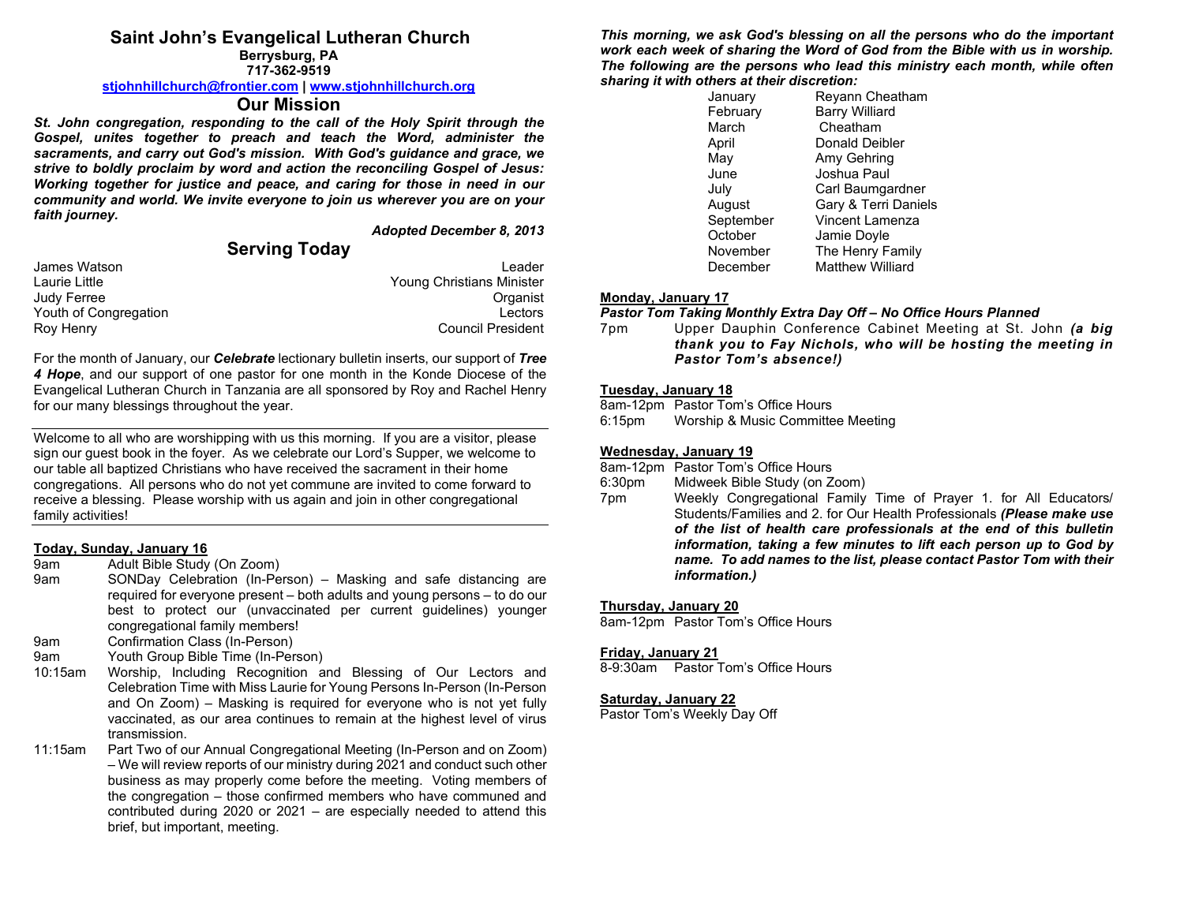# Saint John's Evangelical Lutheran Church

**Berrysburg, PA**
**717-362-9519**
**stjohnhillchurch@frontier.com | www.stjohnhillchurch.org**

## Our Mission

***St. John congregation, responding to the call of the Holy Spirit through the Gospel, unites together to preach and teach the Word, administer the sacraments, and carry out God's mission. With God's guidance and grace, we strive to boldly proclaim by word and action the reconciling Gospel of Jesus: Working together for justice and peace, and caring for those in need in our community and world. We invite everyone to join us wherever you are on your faith journey.***

***Adopted December 8, 2013***

## Serving Today

| | |
|---|---|
| James Watson | Leader |
| Laurie Little | Young Christians Minister |
| Judy Ferree | Organist |
| Youth of Congregation | Lectors |
| Roy Henry | Council President |

For the month of January, our ***Celebrate*** lectionary bulletin inserts, our support of ***Tree 4 Hope***, and our support of one pastor for one month in the Konde Diocese of the Evangelical Lutheran Church in Tanzania are all sponsored by Roy and Rachel Henry for our many blessings throughout the year.

---

Welcome to all who are worshipping with us this morning. If you are a visitor, please sign our guest book in the foyer. As we celebrate our Lord's Supper, we welcome to our table all baptized Christians who have received the sacrament in their home congregations. All persons who do not yet commune are invited to come forward to receive a blessing. Please worship with us again and join in other congregational family activities!

---

**Today, Sunday, January 16**

9am Adult Bible Study (On Zoom)

9am SONDay Celebration (In-Person) – Masking and safe distancing are required for everyone present – both adults and young persons – to do our best to protect our (unvaccinated per current guidelines) younger congregational family members!

9am Confirmation Class (In-Person)

9am Youth Group Bible Time (In-Person)

10:15am Worship, Including Recognition and Blessing of Our Lectors and Celebration Time with Miss Laurie for Young Persons In-Person (In-Person and On Zoom) – Masking is required for everyone who is not yet fully vaccinated, as our area continues to remain at the highest level of virus transmission.

11:15am Part Two of our Annual Congregational Meeting (In-Person and on Zoom) – We will review reports of our ministry during 2021 and conduct such other business as may properly come before the meeting. Voting members of the congregation – those confirmed members who have communed and contributed during 2020 or 2021 – are especially needed to attend this brief, but important, meeting.

***This morning, we ask God's blessing on all the persons who do the important work each week of sharing the Word of God from the Bible with us in worship. The following are the persons who lead this ministry each month, while often sharing it with others at their discretion:***

| | |
|---|---|
| January | Reyann Cheatham |
| February | Barry Williard |
| March | Cheatham |
| April | Donald Deibler |
| May | Amy Gehring |
| June | Joshua Paul |
| July | Carl Baumgardner |
| August | Gary & Terri Daniels |
| September | Vincent Lamenza |
| October | Jamie Doyle |
| November | The Henry Family |
| December | Matthew Williard |

**Monday, January 17**

***Pastor Tom Taking Monthly Extra Day Off – No Office Hours Planned***

7pm Upper Dauphin Conference Cabinet Meeting at St. John ***(a big thank you to Fay Nichols, who will be hosting the meeting in Pastor Tom's absence!)***

**Tuesday, January 18**

8am-12pm Pastor Tom's Office Hours

6:15pm Worship & Music Committee Meeting

**Wednesday, January 19**

8am-12pm Pastor Tom's Office Hours

6:30pm Midweek Bible Study (on Zoom)

7pm Weekly Congregational Family Time of Prayer 1. for All Educators/ Students/Families and 2. for Our Health Professionals ***(Please make use of the list of health care professionals at the end of this bulletin information, taking a few minutes to lift each person up to God by name. To add names to the list, please contact Pastor Tom with their information.)***

**Thursday, January 20**

8am-12pm Pastor Tom's Office Hours

**Friday, January 21**

8-9:30am Pastor Tom's Office Hours

**Saturday, January 22**

Pastor Tom's Weekly Day Off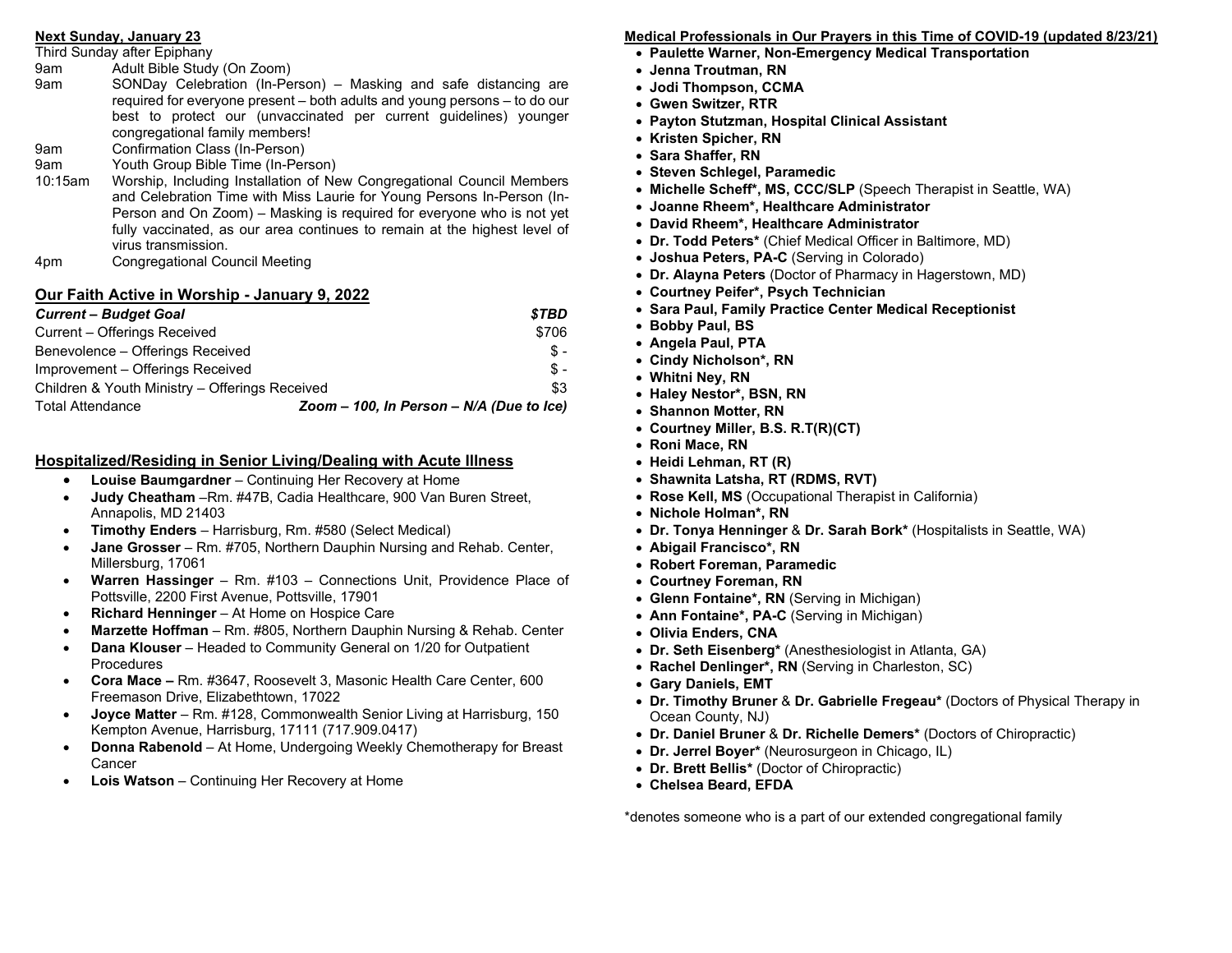**Next Sunday, January 23**

Third Sunday after Epiphany

| | |
|---|---|
| 9am | Adult Bible Study (On Zoom) |
| 9am | SONDay Celebration (In-Person) – Masking and safe distancing are required for everyone present – both adults and young persons – to do our best to protect our (unvaccinated per current guidelines) younger congregational family members! |
| 9am | Confirmation Class (In-Person) |
| 9am | Youth Group Bible Time (In-Person) |
| 10:15am | Worship, Including Installation of New Congregational Council Members and Celebration Time with Miss Laurie for Young Persons In-Person (In-Person and On Zoom) – Masking is required for everyone who is not yet fully vaccinated, as our area continues to remain at the highest level of virus transmission. |
| 4pm | Congregational Council Meeting |

## Our Faith Active in Worship - January 9, 2022

| | |
|---|---|
| ***Current – Budget Goal*** | ***$TBD*** |
| Current – Offerings Received | $706 |
| Benevolence – Offerings Received | $ - |
| Improvement – Offerings Received | $ - |
| Children & Youth Ministry – Offerings Received | $3 |
| Total Attendance | *Zoom – 100, In Person – N/A (Due to Ice)* |

## Hospitalized/Residing in Senior Living/Dealing with Acute Illness

- **Louise Baumgardner** – Continuing Her Recovery at Home
- **Judy Cheatham** –Rm. #47B, Cadia Healthcare, 900 Van Buren Street, Annapolis, MD 21403
- **Timothy Enders** – Harrisburg, Rm. #580 (Select Medical)
- **Jane Grosser** – Rm. #705, Northern Dauphin Nursing and Rehab. Center, Millersburg, 17061
- **Warren Hassinger** – Rm. #103 – Connections Unit, Providence Place of Pottsville, 2200 First Avenue, Pottsville, 17901
- **Richard Henninger** – At Home on Hospice Care
- **Marzette Hoffman** – Rm. #805, Northern Dauphin Nursing & Rehab. Center
- **Dana Klouser** – Headed to Community General on 1/20 for Outpatient Procedures
- **Cora Mace –** Rm. #3647, Roosevelt 3, Masonic Health Care Center, 600 Freemason Drive, Elizabethtown, 17022
- **Joyce Matter** – Rm. #128, Commonwealth Senior Living at Harrisburg, 150 Kempton Avenue, Harrisburg, 17111 (717.909.0417)
- **Donna Rabenold** – At Home, Undergoing Weekly Chemotherapy for Breast Cancer
- **Lois Watson** – Continuing Her Recovery at Home

**Medical Professionals in Our Prayers in this Time of COVID-19 (updated 8/23/21)**

- **Paulette Warner, Non-Emergency Medical Transportation**
- **Jenna Troutman, RN**
- **Jodi Thompson, CCMA**
- **Gwen Switzer, RTR**
- **Payton Stutzman, Hospital Clinical Assistant**
- **Kristen Spicher, RN**
- **Sara Shaffer, RN**
- **Steven Schlegel, Paramedic**
- **Michelle Scheff*, MS, CCC/SLP** (Speech Therapist in Seattle, WA)
- **Joanne Rheem*, Healthcare Administrator**
- **David Rheem*, Healthcare Administrator**
- **Dr. Todd Peters*** (Chief Medical Officer in Baltimore, MD)
- **Joshua Peters, PA-C** (Serving in Colorado)
- **Dr. Alayna Peters** (Doctor of Pharmacy in Hagerstown, MD)
- **Courtney Peifer*, Psych Technician**
- **Sara Paul, Family Practice Center Medical Receptionist**
- **Bobby Paul, BS**
- **Angela Paul, PTA**
- **Cindy Nicholson*, RN**
- **Whitni Ney, RN**
- **Haley Nestor*, BSN, RN**
- **Shannon Motter, RN**
- **Courtney Miller, B.S. R.T(R)(CT)**
- **Roni Mace, RN**
- **Heidi Lehman, RT (R)**
- **Shawnita Latsha, RT (RDMS, RVT)**
- **Rose Kell, MS** (Occupational Therapist in California)
- **Nichole Holman*, RN**
- **Dr. Tonya Henninger** & **Dr. Sarah Bork*** (Hospitalists in Seattle, WA)
- **Abigail Francisco*, RN**
- **Robert Foreman, Paramedic**
- **Courtney Foreman, RN**
- **Glenn Fontaine*, RN** (Serving in Michigan)
- **Ann Fontaine*, PA-C** (Serving in Michigan)
- **Olivia Enders, CNA**
- **Dr. Seth Eisenberg*** (Anesthesiologist in Atlanta, GA)
- **Rachel Denlinger*, RN** (Serving in Charleston, SC)
- **Gary Daniels, EMT**
- **Dr. Timothy Bruner** & **Dr. Gabrielle Fregeau*** (Doctors of Physical Therapy in Ocean County, NJ)
- **Dr. Daniel Bruner** & **Dr. Richelle Demers*** (Doctors of Chiropractic)
- **Dr. Jerrel Boyer*** (Neurosurgeon in Chicago, IL)
- **Dr. Brett Bellis*** (Doctor of Chiropractic)
- **Chelsea Beard, EFDA**

*denotes someone who is a part of our extended congregational family